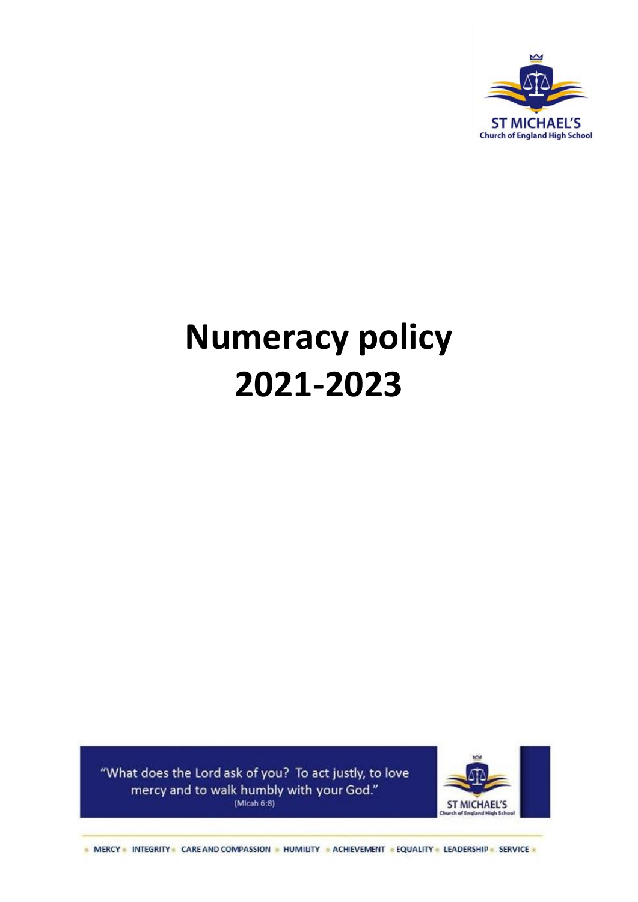ST MICHAEL'S
Church of England High School

# Numeracy policy 2021-2023

"What does the Lord ask of you? To act justly, to love mercy and to walk humbly with your God."
(Micah 6:8)

ST MICHAEL'S
Church of England High School

MERCY • INTEGRITY • CARE AND COMPASSION • HUMILITY • ACHIEVEMENT • EQUALITY • LEADERSHIP • SERVICE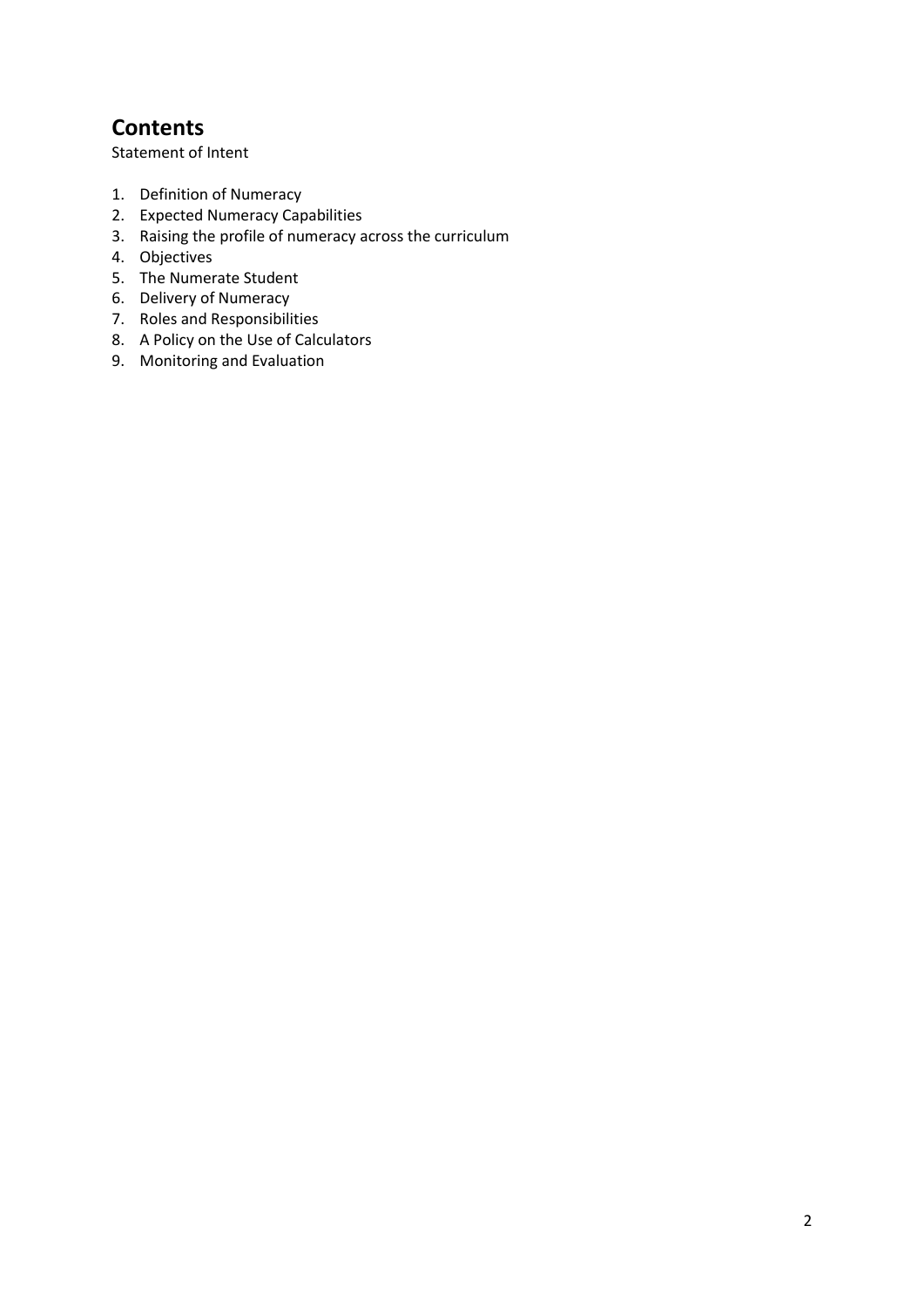## Contents

Statement of Intent

1. Definition of Numeracy
2. Expected Numeracy Capabilities
3. Raising the profile of numeracy across the curriculum
4. Objectives
5. The Numerate Student
6. Delivery of Numeracy
7. Roles and Responsibilities
8. A Policy on the Use of Calculators
9. Monitoring and Evaluation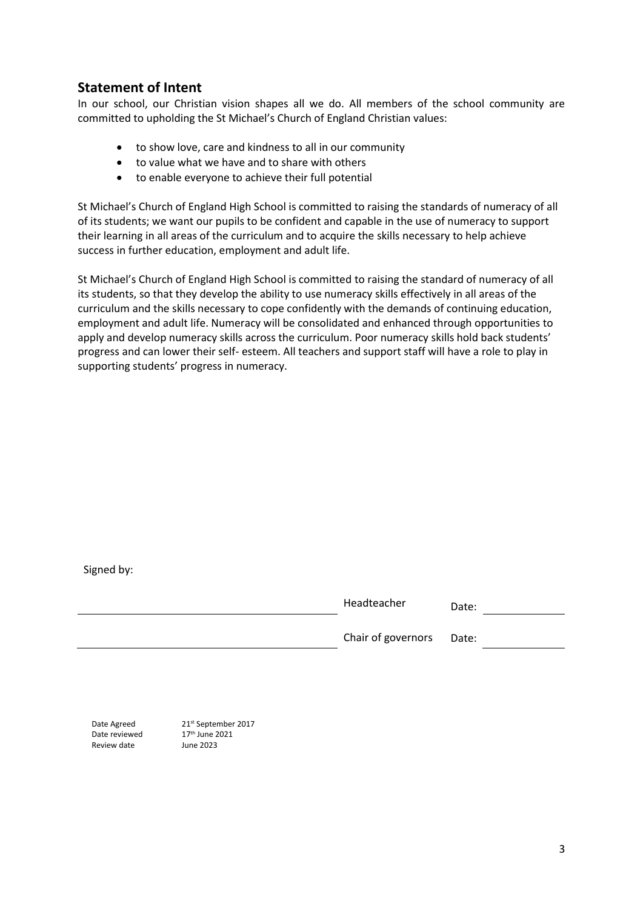## Statement of Intent

In our school, our Christian vision shapes all we do. All members of the school community are committed to upholding the St Michael's Church of England Christian values:

- to show love, care and kindness to all in our community
- to value what we have and to share with others
- to enable everyone to achieve their full potential

St Michael's Church of England High School is committed to raising the standards of numeracy of all of its students; we want our pupils to be confident and capable in the use of numeracy to support their learning in all areas of the curriculum and to acquire the skills necessary to help achieve success in further education, employment and adult life.

St Michael's Church of England High School is committed to raising the standard of numeracy of all its students, so that they develop the ability to use numeracy skills effectively in all areas of the curriculum and the skills necessary to cope confidently with the demands of continuing education, employment and adult life. Numeracy will be consolidated and enhanced through opportunities to apply and develop numeracy skills across the curriculum. Poor numeracy skills hold back students' progress and can lower their self- esteem. All teachers and support staff will have a role to play in supporting students' progress in numeracy.

Signed by:

| | | | |
|---|---|---|---|
| ______________________ | Headteacher | Date: | __________ |
| ______________________ | Chair of governors | Date: | __________ |

| | |
|---|---|
| Date Agreed | 21st September 2017 |
| Date reviewed | 17th June 2021 |
| Review date | June 2023 |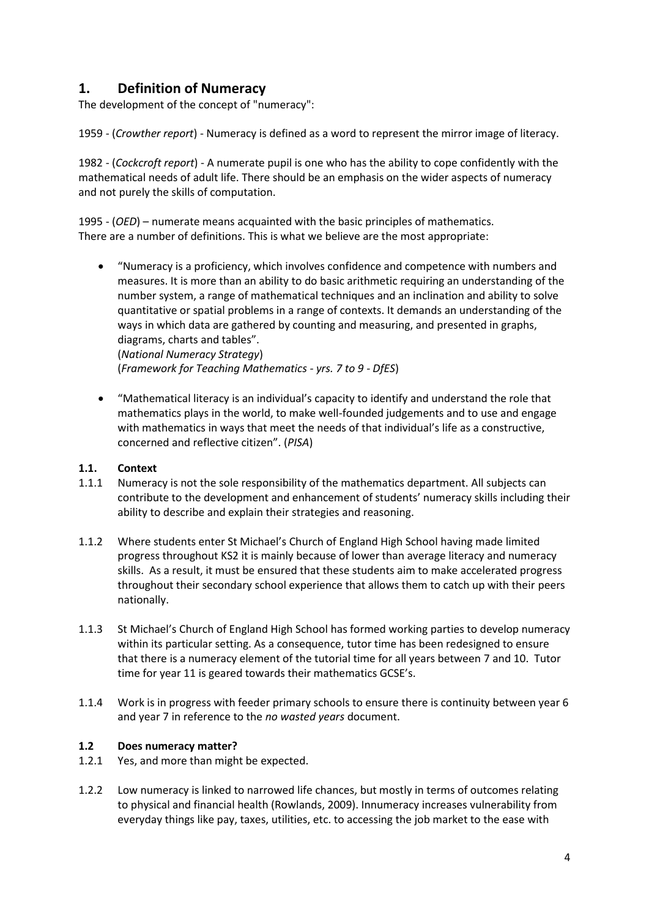## 1. Definition of Numeracy

The development of the concept of "numeracy":

1959 - (*Crowther report*) - Numeracy is defined as a word to represent the mirror image of literacy.

1982 - (*Cockcroft report*) - A numerate pupil is one who has the ability to cope confidently with the mathematical needs of adult life. There should be an emphasis on the wider aspects of numeracy and not purely the skills of computation.

1995 - (*OED*) – numerate means acquainted with the basic principles of mathematics.
There are a number of definitions. This is what we believe are the most appropriate:

- "Numeracy is a proficiency, which involves confidence and competence with numbers and measures. It is more than an ability to do basic arithmetic requiring an understanding of the number system, a range of mathematical techniques and an inclination and ability to solve quantitative or spatial problems in a range of contexts. It demands an understanding of the ways in which data are gathered by counting and measuring, and presented in graphs, diagrams, charts and tables".
  (*National Numeracy Strategy*)
  (*Framework for Teaching Mathematics - yrs. 7 to 9 - DfES*)

- "Mathematical literacy is an individual's capacity to identify and understand the role that mathematics plays in the world, to make well-founded judgements and to use and engage with mathematics in ways that meet the needs of that individual's life as a constructive, concerned and reflective citizen". (*PISA*)

### 1.1. Context

1.1.1 Numeracy is not the sole responsibility of the mathematics department. All subjects can contribute to the development and enhancement of students' numeracy skills including their ability to describe and explain their strategies and reasoning.

1.1.2 Where students enter St Michael's Church of England High School having made limited progress throughout KS2 it is mainly because of lower than average literacy and numeracy skills. As a result, it must be ensured that these students aim to make accelerated progress throughout their secondary school experience that allows them to catch up with their peers nationally.

1.1.3 St Michael's Church of England High School has formed working parties to develop numeracy within its particular setting. As a consequence, tutor time has been redesigned to ensure that there is a numeracy element of the tutorial time for all years between 7 and 10. Tutor time for year 11 is geared towards their mathematics GCSE's.

1.1.4 Work is in progress with feeder primary schools to ensure there is continuity between year 6 and year 7 in reference to the *no wasted years* document.

### 1.2 Does numeracy matter?

1.2.1 Yes, and more than might be expected.

1.2.2 Low numeracy is linked to narrowed life chances, but mostly in terms of outcomes relating to physical and financial health (Rowlands, 2009). Innumeracy increases vulnerability from everyday things like pay, taxes, utilities, etc. to accessing the job market to the ease with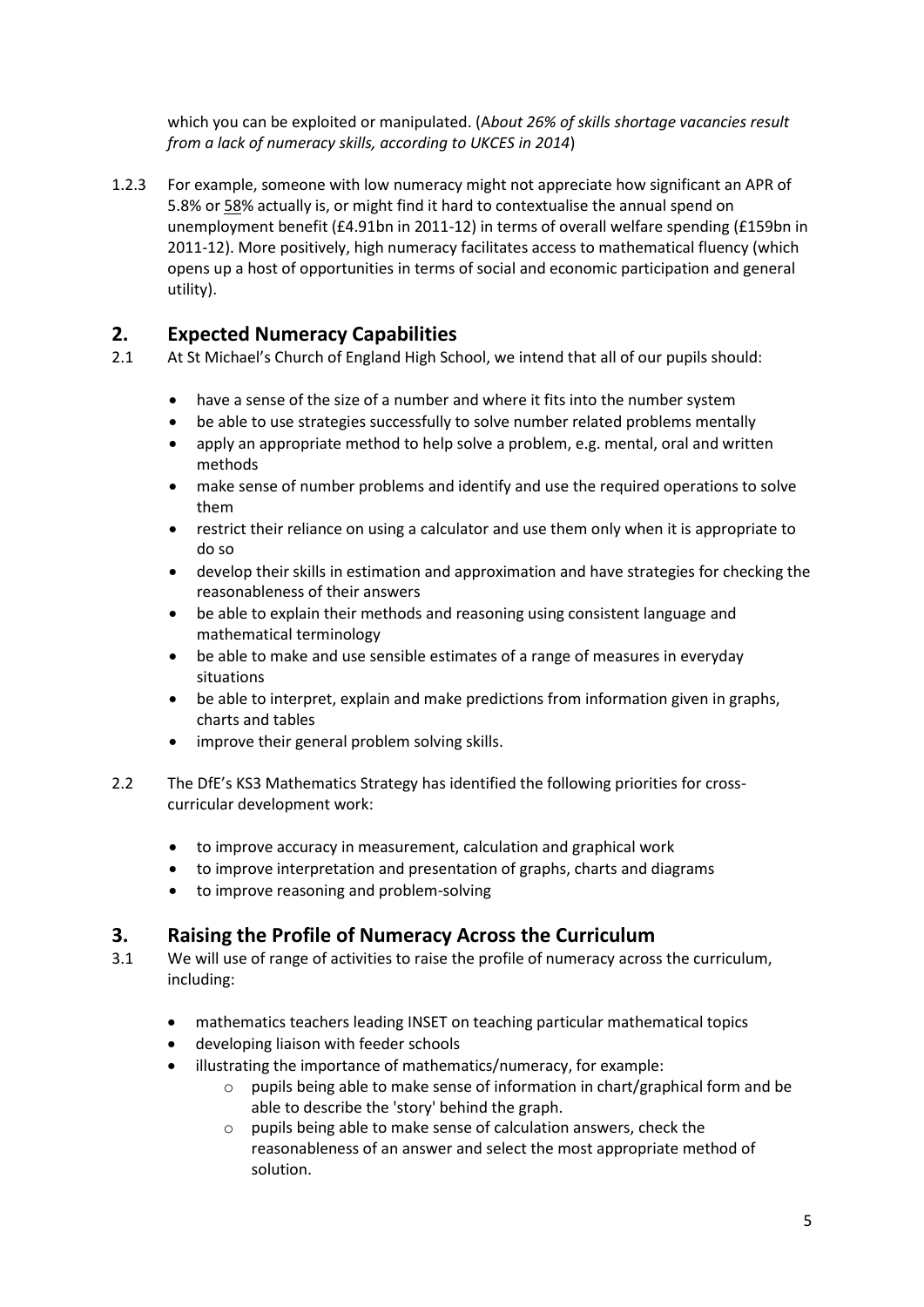which you can be exploited or manipulated. (A*bout 26% of skills shortage vacancies result from a lack of numeracy skills, according to UKCES in 2014*)

1.2.3 For example, someone with low numeracy might not appreciate how significant an APR of 5.8% or 58% actually is, or might find it hard to contextualise the annual spend on unemployment benefit (£4.91bn in 2011-12) in terms of overall welfare spending (£159bn in 2011-12). More positively, high numeracy facilitates access to mathematical fluency (which opens up a host of opportunities in terms of social and economic participation and general utility).

## 2. Expected Numeracy Capabilities

2.1 At St Michael's Church of England High School, we intend that all of our pupils should:

- have a sense of the size of a number and where it fits into the number system
- be able to use strategies successfully to solve number related problems mentally
- apply an appropriate method to help solve a problem, e.g. mental, oral and written methods
- make sense of number problems and identify and use the required operations to solve them
- restrict their reliance on using a calculator and use them only when it is appropriate to do so
- develop their skills in estimation and approximation and have strategies for checking the reasonableness of their answers
- be able to explain their methods and reasoning using consistent language and mathematical terminology
- be able to make and use sensible estimates of a range of measures in everyday situations
- be able to interpret, explain and make predictions from information given in graphs, charts and tables
- improve their general problem solving skills.

2.2 The DfE's KS3 Mathematics Strategy has identified the following priorities for cross-curricular development work:

- to improve accuracy in measurement, calculation and graphical work
- to improve interpretation and presentation of graphs, charts and diagrams
- to improve reasoning and problem-solving

## 3. Raising the Profile of Numeracy Across the Curriculum

3.1 We will use of range of activities to raise the profile of numeracy across the curriculum, including:

- mathematics teachers leading INSET on teaching particular mathematical topics
- developing liaison with feeder schools
- illustrating the importance of mathematics/numeracy, for example:
  - pupils being able to make sense of information in chart/graphical form and be able to describe the 'story' behind the graph.
  - pupils being able to make sense of calculation answers, check the reasonableness of an answer and select the most appropriate method of solution.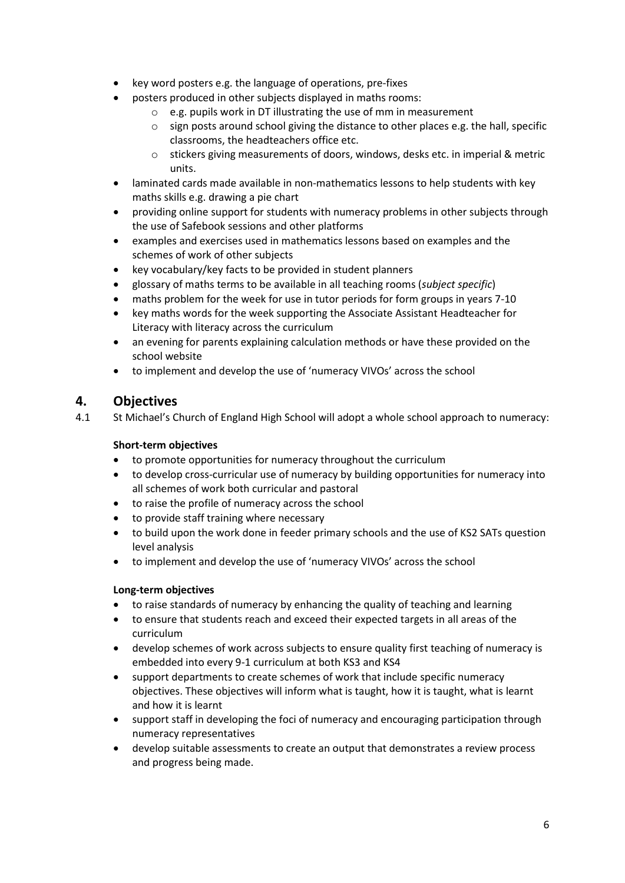- key word posters e.g. the language of operations, pre-fixes
- posters produced in other subjects displayed in maths rooms:
  - e.g. pupils work in DT illustrating the use of mm in measurement
  - sign posts around school giving the distance to other places e.g. the hall, specific classrooms, the headteachers office etc.
  - stickers giving measurements of doors, windows, desks etc. in imperial & metric units.
- laminated cards made available in non-mathematics lessons to help students with key maths skills e.g. drawing a pie chart
- providing online support for students with numeracy problems in other subjects through the use of Safebook sessions and other platforms
- examples and exercises used in mathematics lessons based on examples and the schemes of work of other subjects
- key vocabulary/key facts to be provided in student planners
- glossary of maths terms to be available in all teaching rooms (*subject specific*)
- maths problem for the week for use in tutor periods for form groups in years 7-10
- key maths words for the week supporting the Associate Assistant Headteacher for Literacy with literacy across the curriculum
- an evening for parents explaining calculation methods or have these provided on the school website
- to implement and develop the use of 'numeracy VIVOs' across the school

## 4. Objectives

4.1 St Michael's Church of England High School will adopt a whole school approach to numeracy:

**Short-term objectives**

- to promote opportunities for numeracy throughout the curriculum
- to develop cross-curricular use of numeracy by building opportunities for numeracy into all schemes of work both curricular and pastoral
- to raise the profile of numeracy across the school
- to provide staff training where necessary
- to build upon the work done in feeder primary schools and the use of KS2 SATs question level analysis
- to implement and develop the use of 'numeracy VIVOs' across the school

**Long-term objectives**

- to raise standards of numeracy by enhancing the quality of teaching and learning
- to ensure that students reach and exceed their expected targets in all areas of the curriculum
- develop schemes of work across subjects to ensure quality first teaching of numeracy is embedded into every 9-1 curriculum at both KS3 and KS4
- support departments to create schemes of work that include specific numeracy objectives. These objectives will inform what is taught, how it is taught, what is learnt and how it is learnt
- support staff in developing the foci of numeracy and encouraging participation through numeracy representatives
- develop suitable assessments to create an output that demonstrates a review process and progress being made.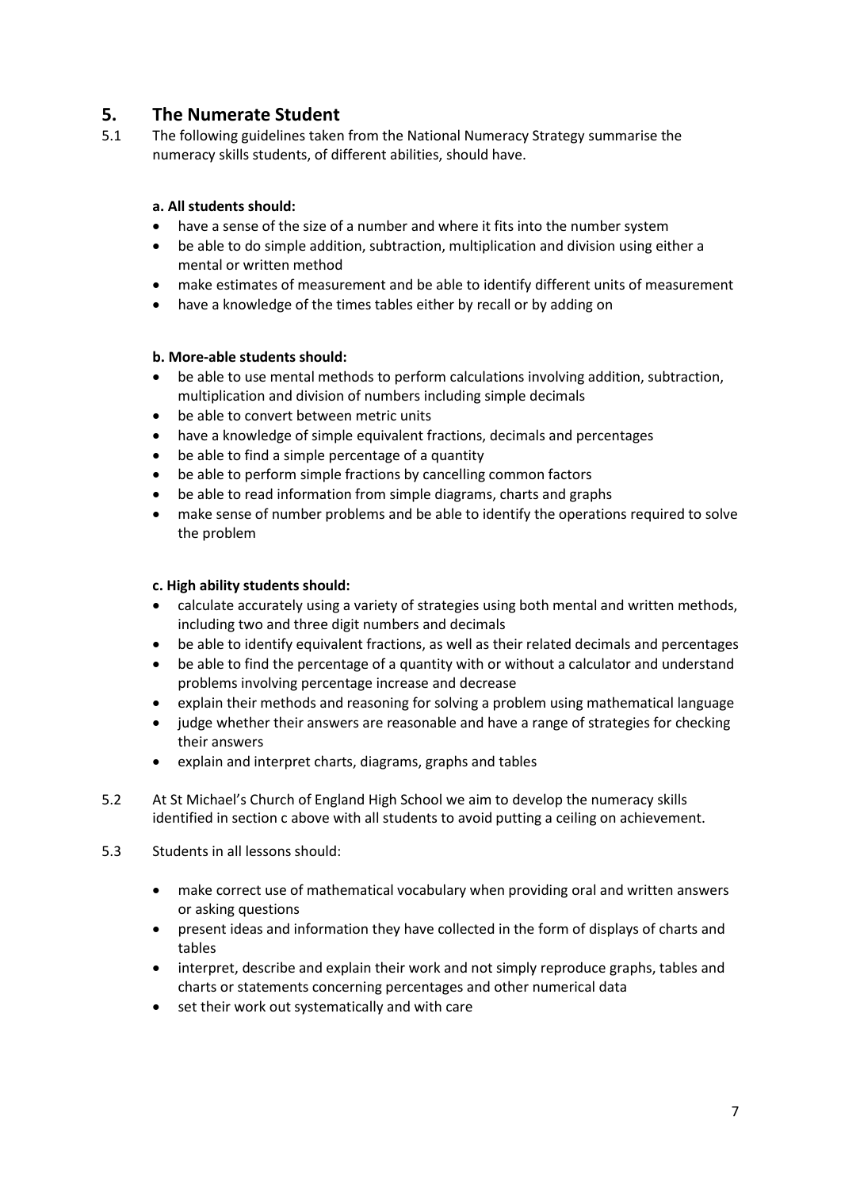## 5. The Numerate Student

5.1 The following guidelines taken from the National Numeracy Strategy summarise the numeracy skills students, of different abilities, should have.

**a. All students should:**

- have a sense of the size of a number and where it fits into the number system
- be able to do simple addition, subtraction, multiplication and division using either a mental or written method
- make estimates of measurement and be able to identify different units of measurement
- have a knowledge of the times tables either by recall or by adding on

**b. More-able students should:**

- be able to use mental methods to perform calculations involving addition, subtraction, multiplication and division of numbers including simple decimals
- be able to convert between metric units
- have a knowledge of simple equivalent fractions, decimals and percentages
- be able to find a simple percentage of a quantity
- be able to perform simple fractions by cancelling common factors
- be able to read information from simple diagrams, charts and graphs
- make sense of number problems and be able to identify the operations required to solve the problem

**c. High ability students should:**

- calculate accurately using a variety of strategies using both mental and written methods, including two and three digit numbers and decimals
- be able to identify equivalent fractions, as well as their related decimals and percentages
- be able to find the percentage of a quantity with or without a calculator and understand problems involving percentage increase and decrease
- explain their methods and reasoning for solving a problem using mathematical language
- judge whether their answers are reasonable and have a range of strategies for checking their answers
- explain and interpret charts, diagrams, graphs and tables

5.2 At St Michael's Church of England High School we aim to develop the numeracy skills identified in section c above with all students to avoid putting a ceiling on achievement.

5.3 Students in all lessons should:

- make correct use of mathematical vocabulary when providing oral and written answers or asking questions
- present ideas and information they have collected in the form of displays of charts and tables
- interpret, describe and explain their work and not simply reproduce graphs, tables and charts or statements concerning percentages and other numerical data
- set their work out systematically and with care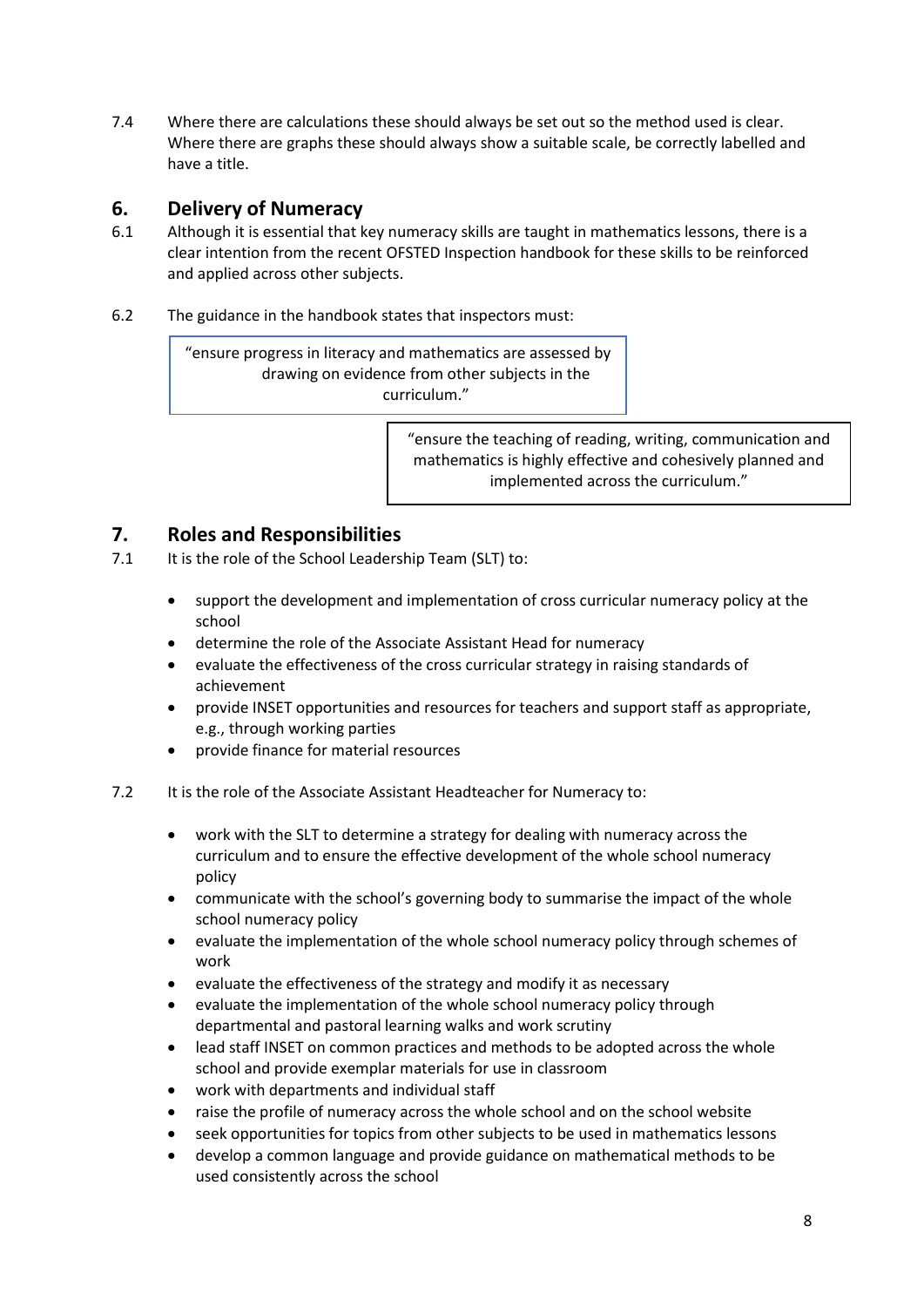7.4 Where there are calculations these should always be set out so the method used is clear. Where there are graphs these should always show a suitable scale, be correctly labelled and have a title.

## 6. Delivery of Numeracy

6.1 Although it is essential that key numeracy skills are taught in mathematics lessons, there is a clear intention from the recent OFSTED Inspection handbook for these skills to be reinforced and applied across other subjects.

6.2 The guidance in the handbook states that inspectors must:

> "ensure progress in literacy and mathematics are assessed by drawing on evidence from other subjects in the curriculum."

> "ensure the teaching of reading, writing, communication and mathematics is highly effective and cohesively planned and implemented across the curriculum."

## 7. Roles and Responsibilities

7.1 It is the role of the School Leadership Team (SLT) to:

- support the development and implementation of cross curricular numeracy policy at the school
- determine the role of the Associate Assistant Head for numeracy
- evaluate the effectiveness of the cross curricular strategy in raising standards of achievement
- provide INSET opportunities and resources for teachers and support staff as appropriate, e.g., through working parties
- provide finance for material resources

7.2 It is the role of the Associate Assistant Headteacher for Numeracy to:

- work with the SLT to determine a strategy for dealing with numeracy across the curriculum and to ensure the effective development of the whole school numeracy policy
- communicate with the school's governing body to summarise the impact of the whole school numeracy policy
- evaluate the implementation of the whole school numeracy policy through schemes of work
- evaluate the effectiveness of the strategy and modify it as necessary
- evaluate the implementation of the whole school numeracy policy through departmental and pastoral learning walks and work scrutiny
- lead staff INSET on common practices and methods to be adopted across the whole school and provide exemplar materials for use in classroom
- work with departments and individual staff
- raise the profile of numeracy across the whole school and on the school website
- seek opportunities for topics from other subjects to be used in mathematics lessons
- develop a common language and provide guidance on mathematical methods to be used consistently across the school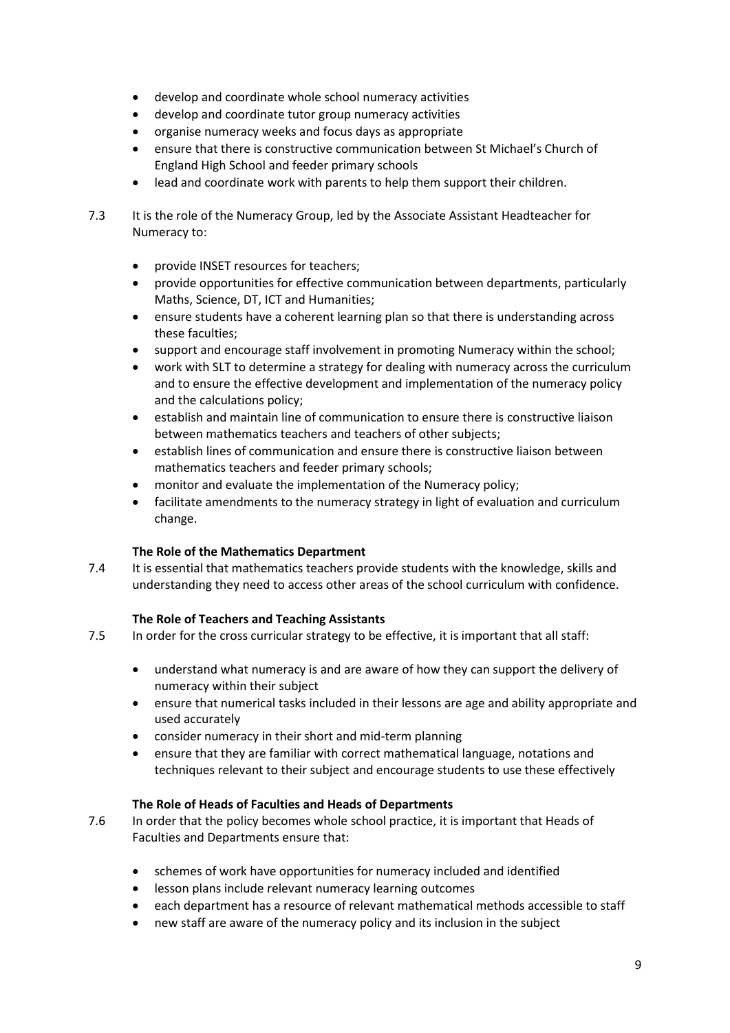- develop and coordinate whole school numeracy activities
- develop and coordinate tutor group numeracy activities
- organise numeracy weeks and focus days as appropriate
- ensure that there is constructive communication between St Michael's Church of England High School and feeder primary schools
- lead and coordinate work with parents to help them support their children.

7.3 It is the role of the Numeracy Group, led by the Associate Assistant Headteacher for Numeracy to:

- provide INSET resources for teachers;
- provide opportunities for effective communication between departments, particularly Maths, Science, DT, ICT and Humanities;
- ensure students have a coherent learning plan so that there is understanding across these faculties;
- support and encourage staff involvement in promoting Numeracy within the school;
- work with SLT to determine a strategy for dealing with numeracy across the curriculum and to ensure the effective development and implementation of the numeracy policy and the calculations policy;
- establish and maintain line of communication to ensure there is constructive liaison between mathematics teachers and teachers of other subjects;
- establish lines of communication and ensure there is constructive liaison between mathematics teachers and feeder primary schools;
- monitor and evaluate the implementation of the Numeracy policy;
- facilitate amendments to the numeracy strategy in light of evaluation and curriculum change.

**The Role of the Mathematics Department**

7.4 It is essential that mathematics teachers provide students with the knowledge, skills and understanding they need to access other areas of the school curriculum with confidence.

**The Role of Teachers and Teaching Assistants**

7.5 In order for the cross curricular strategy to be effective, it is important that all staff:

- understand what numeracy is and are aware of how they can support the delivery of numeracy within their subject
- ensure that numerical tasks included in their lessons are age and ability appropriate and used accurately
- consider numeracy in their short and mid-term planning
- ensure that they are familiar with correct mathematical language, notations and techniques relevant to their subject and encourage students to use these effectively

**The Role of Heads of Faculties and Heads of Departments**

7.6 In order that the policy becomes whole school practice, it is important that Heads of Faculties and Departments ensure that:

- schemes of work have opportunities for numeracy included and identified
- lesson plans include relevant numeracy learning outcomes
- each department has a resource of relevant mathematical methods accessible to staff
- new staff are aware of the numeracy policy and its inclusion in the subject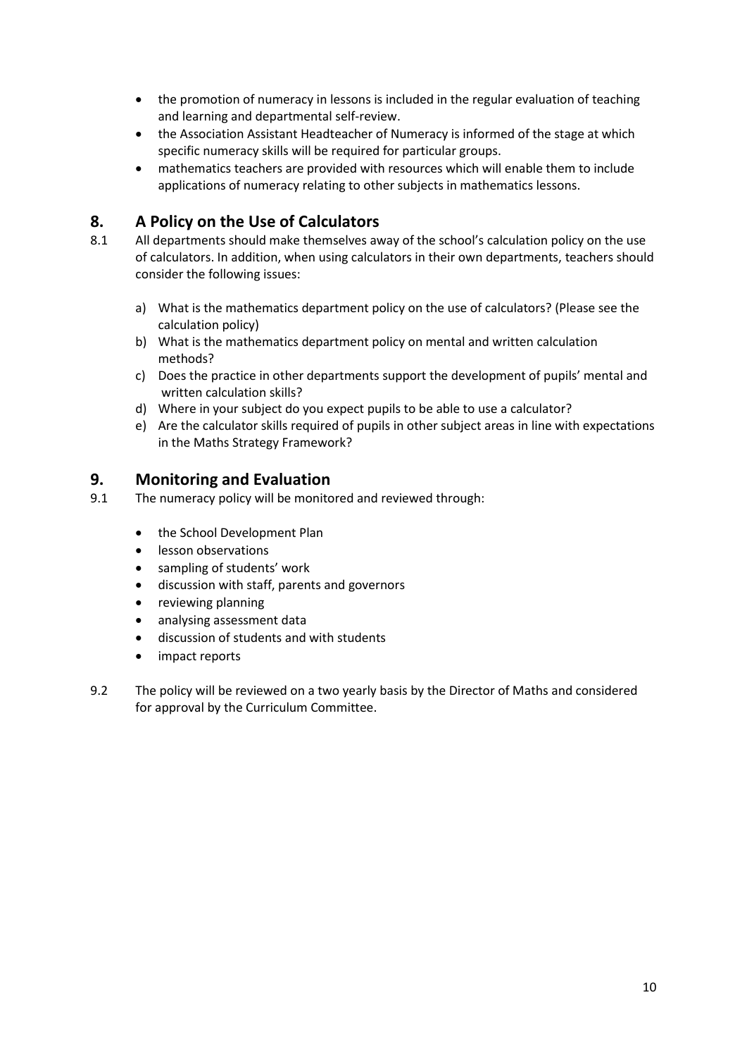- the promotion of numeracy in lessons is included in the regular evaluation of teaching and learning and departmental self-review.
- the Association Assistant Headteacher of Numeracy is informed of the stage at which specific numeracy skills will be required for particular groups.
- mathematics teachers are provided with resources which will enable them to include applications of numeracy relating to other subjects in mathematics lessons.

## 8. A Policy on the Use of Calculators

8.1 All departments should make themselves away of the school's calculation policy on the use of calculators. In addition, when using calculators in their own departments, teachers should consider the following issues:

a) What is the mathematics department policy on the use of calculators? (Please see the calculation policy)
b) What is the mathematics department policy on mental and written calculation methods?
c) Does the practice in other departments support the development of pupils' mental and written calculation skills?
d) Where in your subject do you expect pupils to be able to use a calculator?
e) Are the calculator skills required of pupils in other subject areas in line with expectations in the Maths Strategy Framework?

## 9. Monitoring and Evaluation

9.1 The numeracy policy will be monitored and reviewed through:

- the School Development Plan
- lesson observations
- sampling of students' work
- discussion with staff, parents and governors
- reviewing planning
- analysing assessment data
- discussion of students and with students
- impact reports

9.2 The policy will be reviewed on a two yearly basis by the Director of Maths and considered for approval by the Curriculum Committee.